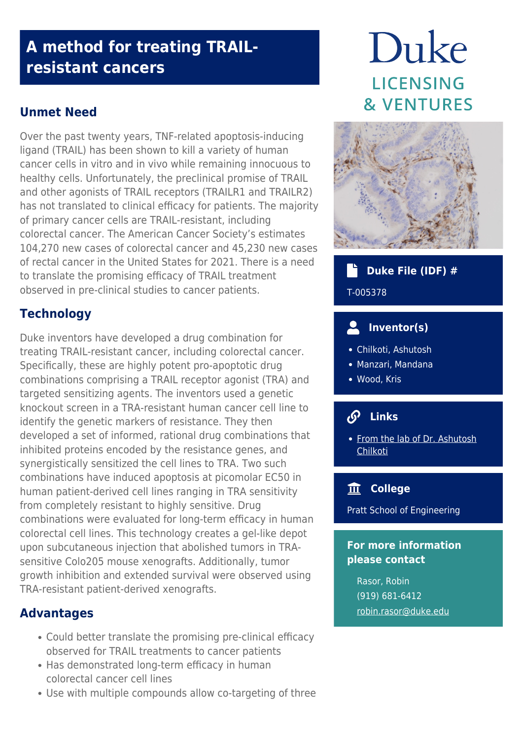# A method for treating TRAIL-resistant cancers

Duke LICENSING & VENTURES

## Unmet Need

Over the past twenty years, TNF-related apoptosis-inducing ligand (TRAIL) has been shown to kill a variety of human cancer cells in vitro and in vivo while remaining innocuous to healthy cells. Unfortunately, the preclinical promise of TRAIL and other agonists of TRAIL receptors (TRAILR1 and TRAILR2) has not translated to clinical efficacy for patients. The majority of primary cancer cells are TRAIL-resistant, including colorectal cancer. The American Cancer Society's estimates 104,270 new cases of colorectal cancer and 45,230 new cases of rectal cancer in the United States for 2021. There is a need to translate the promising efficacy of TRAIL treatment observed in pre-clinical studies to cancer patients.

## Technology

Duke inventors have developed a drug combination for treating TRAIL-resistant cancer, including colorectal cancer. Specifically, these are highly potent pro-apoptotic drug combinations comprising a TRAIL receptor agonist (TRA) and targeted sensitizing agents. The inventors used a genetic knockout screen in a TRA-resistant human cancer cell line to identify the genetic markers of resistance. They then developed a set of informed, rational drug combinations that inhibited proteins encoded by the resistance genes, and synergistically sensitized the cell lines to TRA. Two such combinations have induced apoptosis at picomolar EC50 in human patient-derived cell lines ranging in TRA sensitivity from completely resistant to highly sensitive. Drug combinations were evaluated for long-term efficacy in human colorectal cell lines. This technology creates a gel-like depot upon subcutaneous injection that abolished tumors in TRA-sensitive Colo205 mouse xenografts. Additionally, tumor growth inhibition and extended survival were observed using TRA-resistant patient-derived xenografts.

## Advantages

- Could better translate the promising pre-clinical efficacy observed for TRAIL treatments to cancer patients
- Has demonstrated long-term efficacy in human colorectal cancer cell lines
- Use with multiple compounds allow co-targeting of three

### Duke File (IDF) #

T-005378

### Inventor(s)

- Chilkoti, Ashutosh
- Manzari, Mandana
- Wood, Kris

### Links

- From the lab of Dr. Ashutosh Chilkoti

### College

Pratt School of Engineering

### For more information please contact

Rasor, Robin
(919) 681-6412
robin.rasor@duke.edu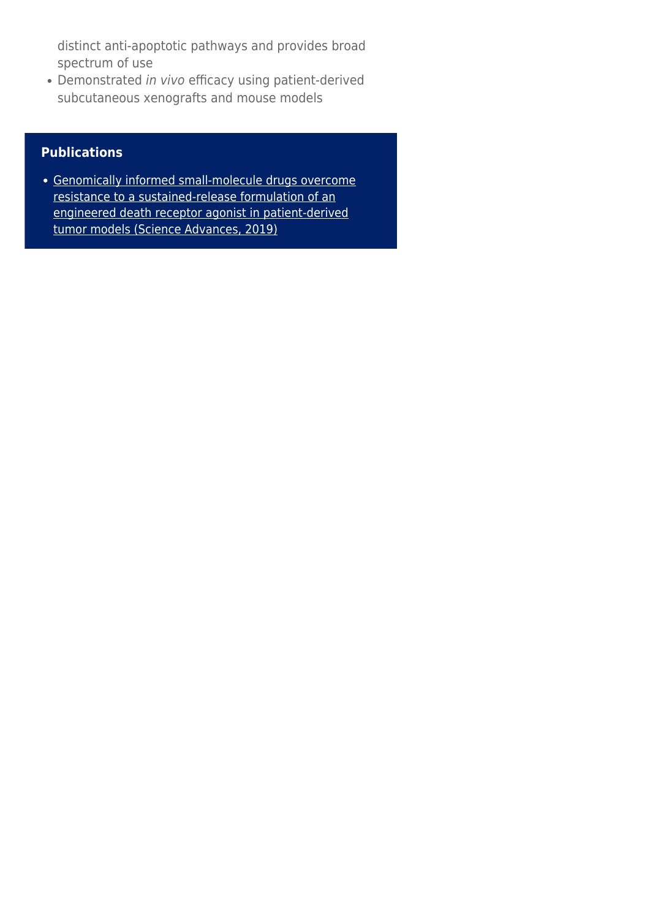distinct anti-apoptotic pathways and provides broad spectrum of use

- Demonstrated *in vivo* efficacy using patient-derived subcutaneous xenografts and mouse models

## Publications

- Genomically informed small-molecule drugs overcome resistance to a sustained-release formulation of an engineered death receptor agonist in patient-derived tumor models (Science Advances, 2019)